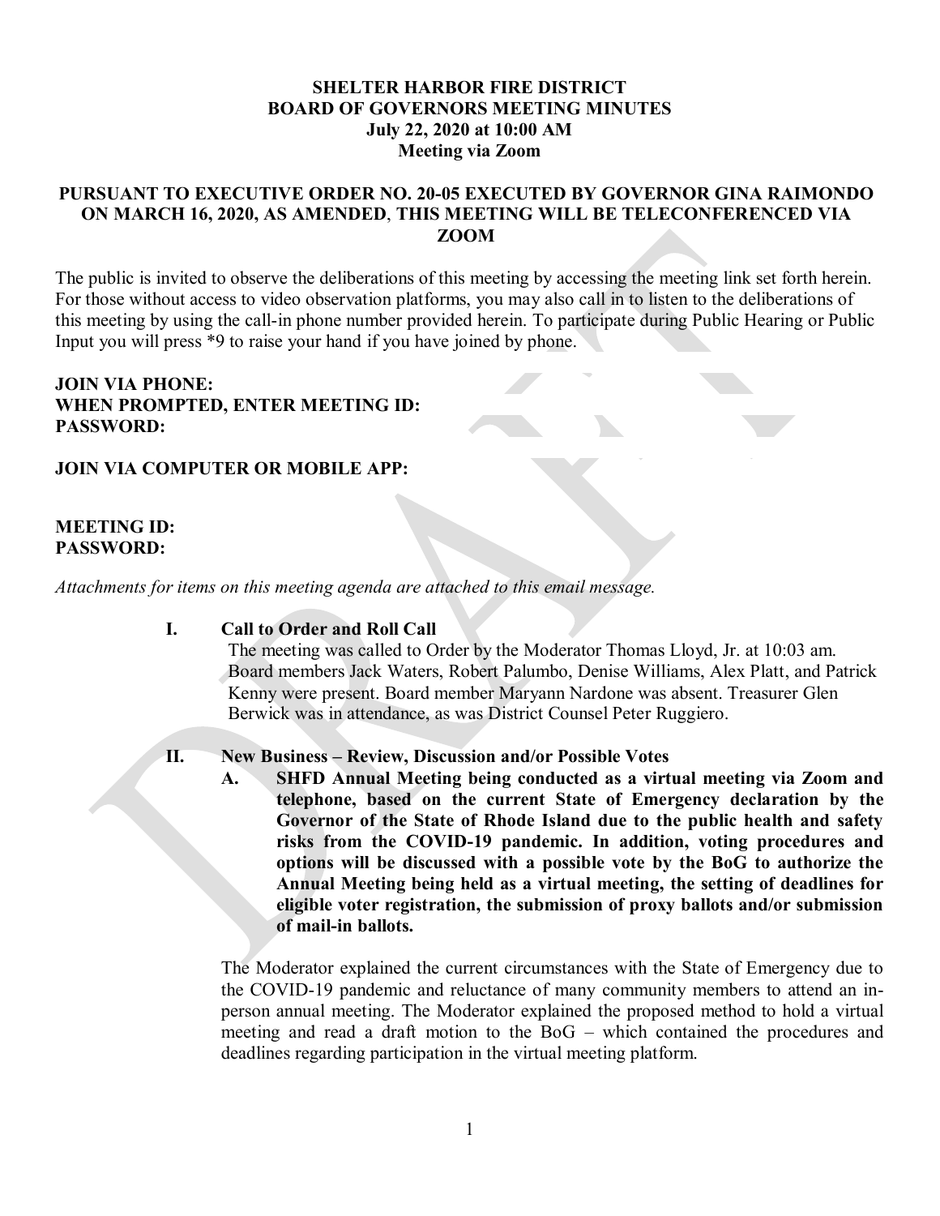# SHELTER HARBOR FIRE DISTRICT
# BOARD OF GOVERNORS MEETING MINUTES
## July 22, 2020 at 10:00 AM
## Meeting via Zoom

**PURSUANT TO EXECUTIVE ORDER NO. 20-05 EXECUTED BY GOVERNOR GINA RAIMONDO ON MARCH 16, 2020, AS AMENDED, THIS MEETING WILL BE TELECONFERENCED VIA ZOOM**

The public is invited to observe the deliberations of this meeting by accessing the meeting link set forth herein. For those without access to video observation platforms, you may also call in to listen to the deliberations of this meeting by using the call-in phone number provided herein. To participate during Public Hearing or Public Input you will press *9 to raise your hand if you have joined by phone.

**JOIN VIA PHONE:**
**WHEN PROMPTED, ENTER MEETING ID:**
**PASSWORD:**

**JOIN VIA COMPUTER OR MOBILE APP:**

**MEETING ID:**
**PASSWORD:**

*Attachments for items on this meeting agenda are attached to this email message.*

**I. Call to Order and Roll Call**

The meeting was called to Order by the Moderator Thomas Lloyd, Jr. at 10:03 am. Board members Jack Waters, Robert Palumbo, Denise Williams, Alex Platt, and Patrick Kenny were present. Board member Maryann Nardone was absent. Treasurer Glen Berwick was in attendance, as was District Counsel Peter Ruggiero.

**II. New Business – Review, Discussion and/or Possible Votes**

**A. SHFD Annual Meeting being conducted as a virtual meeting via Zoom and telephone, based on the current State of Emergency declaration by the Governor of the State of Rhode Island due to the public health and safety risks from the COVID-19 pandemic. In addition, voting procedures and options will be discussed with a possible vote by the BoG to authorize the Annual Meeting being held as a virtual meeting, the setting of deadlines for eligible voter registration, the submission of proxy ballots and/or submission of mail-in ballots.**

The Moderator explained the current circumstances with the State of Emergency due to the COVID-19 pandemic and reluctance of many community members to attend an in-person annual meeting. The Moderator explained the proposed method to hold a virtual meeting and read a draft motion to the BoG – which contained the procedures and deadlines regarding participation in the virtual meeting platform.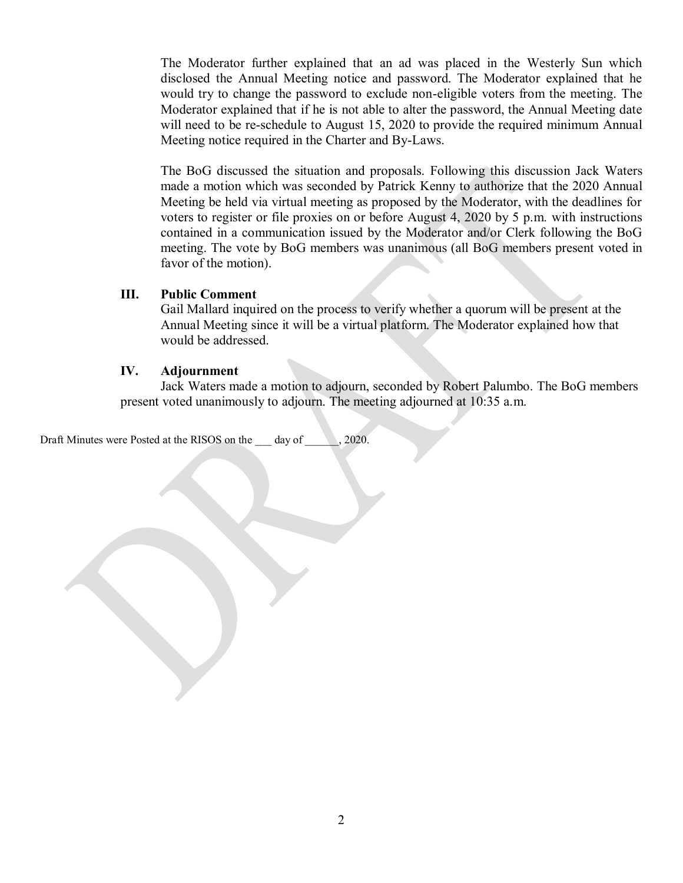The Moderator further explained that an ad was placed in the Westerly Sun which disclosed the Annual Meeting notice and password. The Moderator explained that he would try to change the password to exclude non-eligible voters from the meeting. The Moderator explained that if he is not able to alter the password, the Annual Meeting date will need to be re-schedule to August 15, 2020 to provide the required minimum Annual Meeting notice required in the Charter and By-Laws.

The BoG discussed the situation and proposals. Following this discussion Jack Waters made a motion which was seconded by Patrick Kenny to authorize that the 2020 Annual Meeting be held via virtual meeting as proposed by the Moderator, with the deadlines for voters to register or file proxies on or before August 4, 2020 by 5 p.m. with instructions contained in a communication issued by the Moderator and/or Clerk following the BoG meeting. The vote by BoG members was unanimous (all BoG members present voted in favor of the motion).

## III. Public Comment

Gail Mallard inquired on the process to verify whether a quorum will be present at the Annual Meeting since it will be a virtual platform. The Moderator explained how that would be addressed.

## IV. Adjournment

Jack Waters made a motion to adjourn, seconded by Robert Palumbo. The BoG members present voted unanimously to adjourn. The meeting adjourned at 10:35 a.m.

Draft Minutes were Posted at the RISOS on the ___ day of ______, 2020.